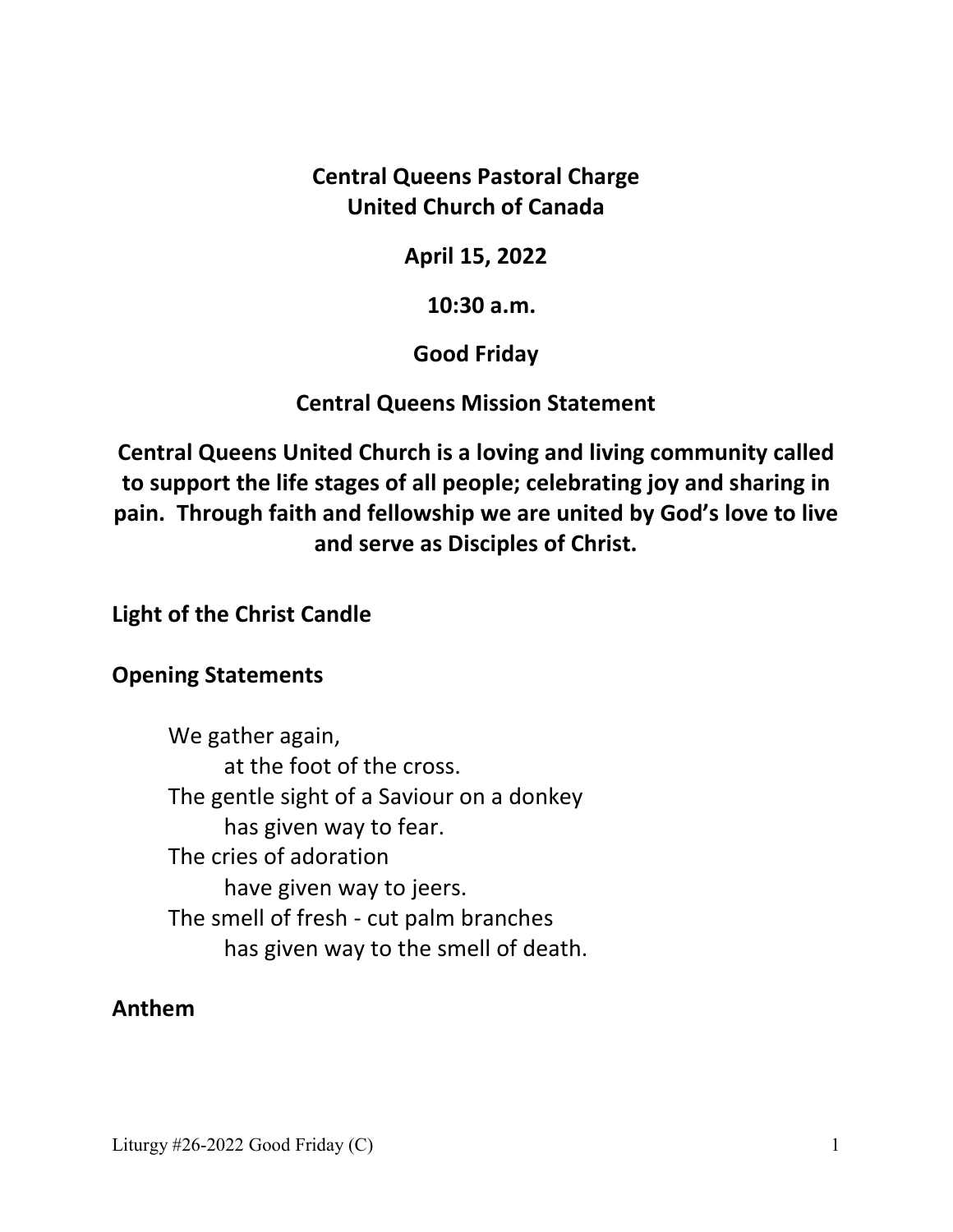**Central Queens Pastoral Charge**
**United Church of Canada**

**April 15, 2022**

**10:30 a.m.**

**Good Friday**

**Central Queens Mission Statement**

**Central Queens United Church is a loving and living community called to support the life stages of all people; celebrating joy and sharing in pain. Through faith and fellowship we are united by God's love to live and serve as Disciples of Christ.**

**Light of the Christ Candle**

**Opening Statements**

We gather again,
    at the foot of the cross.
The gentle sight of a Saviour on a donkey
    has given way to fear.
The cries of adoration
    have given way to jeers.
The smell of fresh - cut palm branches
    has given way to the smell of death.

**Anthem**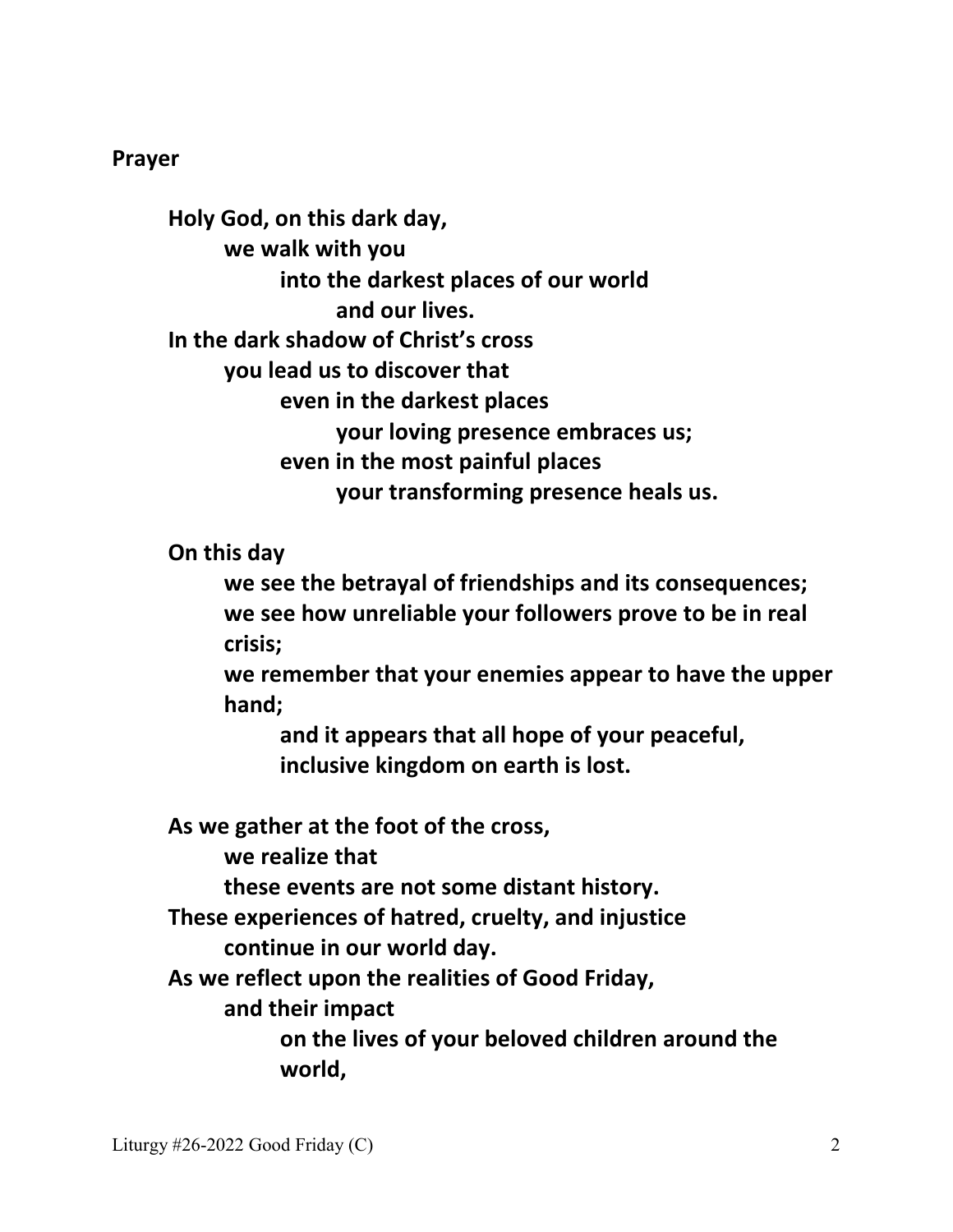**Prayer**

**Holy God, on this dark day,**
**we walk with you**
**into the darkest places of our world**
**and our lives.**
**In the dark shadow of Christ's cross**
**you lead us to discover that**
**even in the darkest places**
**your loving presence embraces us;**
**even in the most painful places**
**your transforming presence heals us.**

**On this day**
**we see the betrayal of friendships and its consequences;**
**we see how unreliable your followers prove to be in real crisis;**
**we remember that your enemies appear to have the upper hand;**
**and it appears that all hope of your peaceful, inclusive kingdom on earth is lost.**

**As we gather at the foot of the cross,**
**we realize that**
**these events are not some distant history.**
**These experiences of hatred, cruelty, and injustice**
**continue in our world day.**
**As we reflect upon the realities of Good Friday,**
**and their impact**
**on the lives of your beloved children around the world,**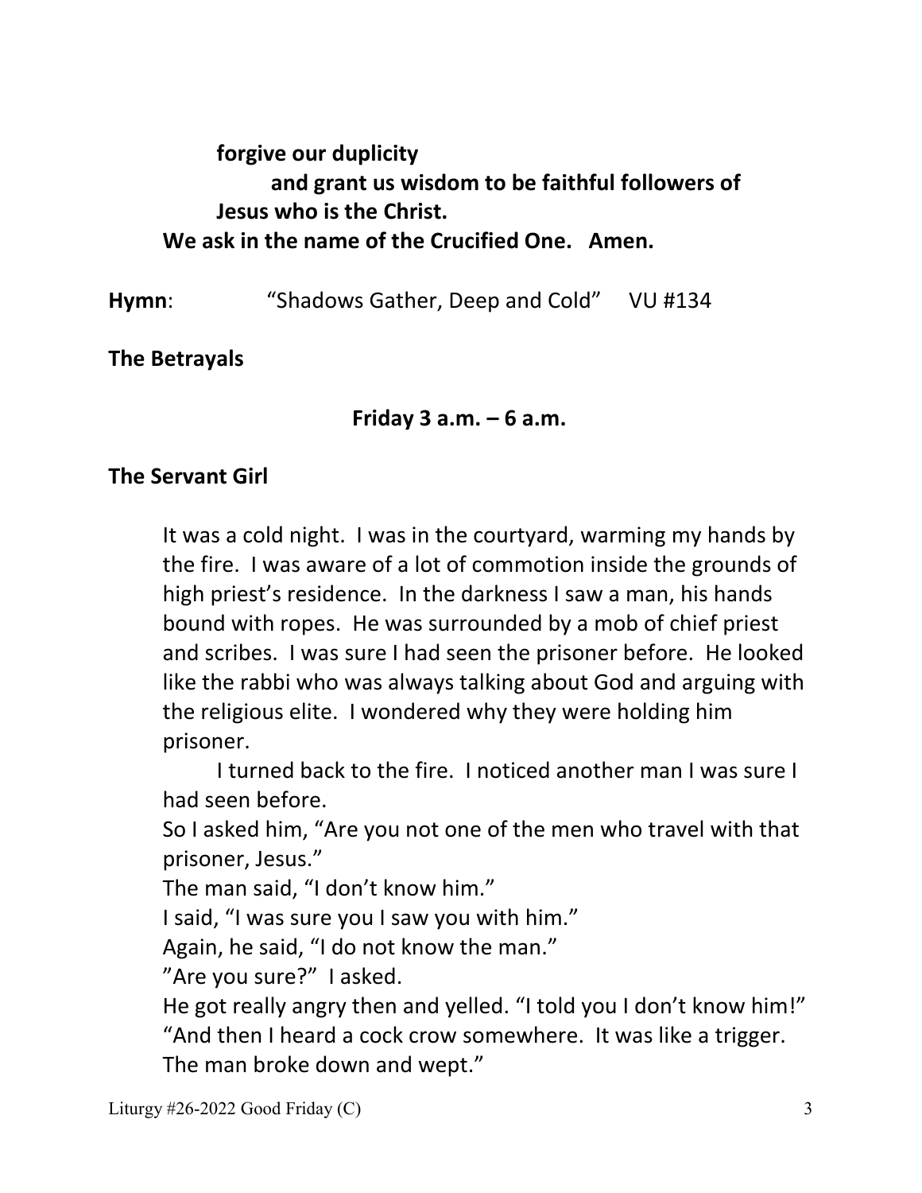**forgive our duplicity**
**and grant us wisdom to be faithful followers of Jesus who is the Christ.**
**We ask in the name of the Crucified One. Amen.**

**Hymn**: "Shadows Gather, Deep and Cold" VU #134

**The Betrayals**

**Friday 3 a.m. – 6 a.m.**

**The Servant Girl**

It was a cold night. I was in the courtyard, warming my hands by the fire. I was aware of a lot of commotion inside the grounds of high priest's residence. In the darkness I saw a man, his hands bound with ropes. He was surrounded by a mob of chief priest and scribes. I was sure I had seen the prisoner before. He looked like the rabbi who was always talking about God and arguing with the religious elite. I wondered why they were holding him prisoner.

I turned back to the fire. I noticed another man I was sure I had seen before.
So I asked him, "Are you not one of the men who travel with that prisoner, Jesus."
The man said, "I don't know him."
I said, "I was sure you I saw you with him."
Again, he said, "I do not know the man."
"Are you sure?" I asked.
He got really angry then and yelled. "I told you I don't know him!"
"And then I heard a cock crow somewhere. It was like a trigger. The man broke down and wept."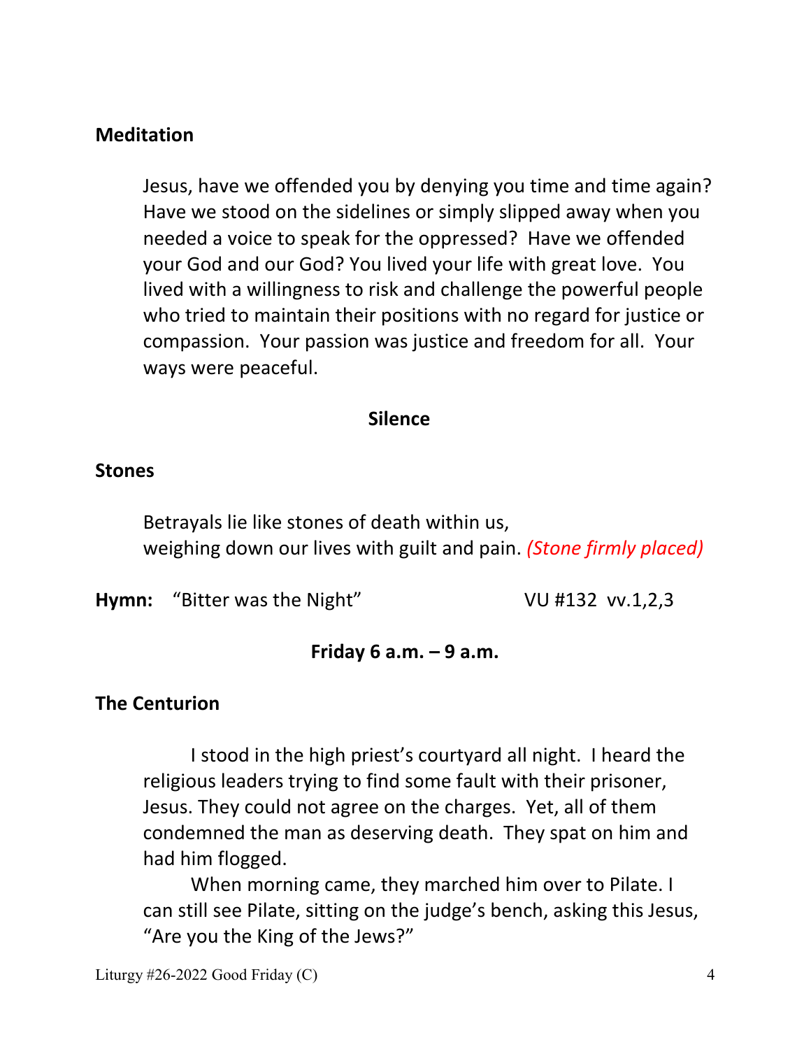**Meditation**

Jesus, have we offended you by denying you time and time again? Have we stood on the sidelines or simply slipped away when you needed a voice to speak for the oppressed? Have we offended your God and our God? You lived your life with great love. You lived with a willingness to risk and challenge the powerful people who tried to maintain their positions with no regard for justice or compassion. Your passion was justice and freedom for all. Your ways were peaceful.

**Silence**

**Stones**

Betrayals lie like stones of death within us,
weighing down our lives with guilt and pain. *(Stone firmly placed)*

**Hymn:** "Bitter was the Night" VU #132 vv.1,2,3

**Friday 6 a.m. – 9 a.m.**

**The Centurion**

I stood in the high priest's courtyard all night. I heard the religious leaders trying to find some fault with their prisoner, Jesus. They could not agree on the charges. Yet, all of them condemned the man as deserving death. They spat on him and had him flogged.

When morning came, they marched him over to Pilate. I can still see Pilate, sitting on the judge's bench, asking this Jesus, "Are you the King of the Jews?"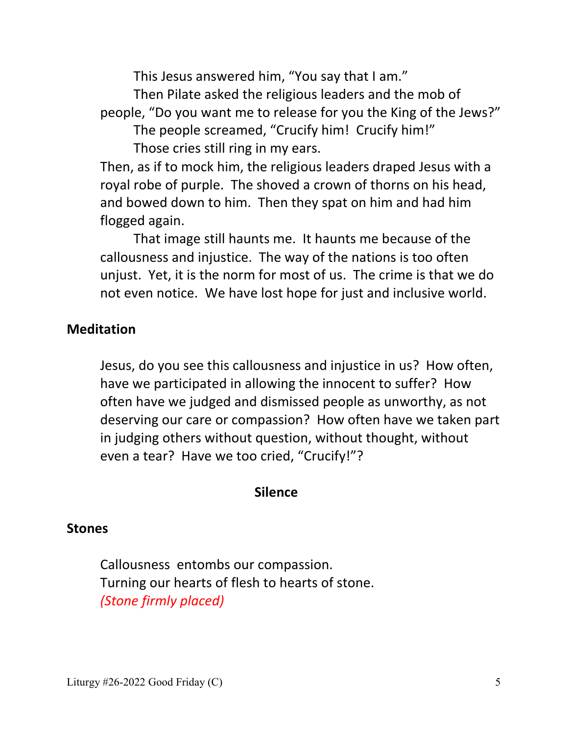This Jesus answered him, "You say that I am."

Then Pilate asked the religious leaders and the mob of people, "Do you want me to release for you the King of the Jews?"

The people screamed, "Crucify him! Crucify him!"

Those cries still ring in my ears.

Then, as if to mock him, the religious leaders draped Jesus with a royal robe of purple. The shoved a crown of thorns on his head, and bowed down to him. Then they spat on him and had him flogged again.

That image still haunts me. It haunts me because of the callousness and injustice. The way of the nations is too often unjust. Yet, it is the norm for most of us. The crime is that we do not even notice. We have lost hope for just and inclusive world.

**Meditation**

Jesus, do you see this callousness and injustice in us? How often, have we participated in allowing the innocent to suffer? How often have we judged and dismissed people as unworthy, as not deserving our care or compassion? How often have we taken part in judging others without question, without thought, without even a tear? Have we too cried, "Crucify!"?

**Silence**

**Stones**

Callousness entombs our compassion.
Turning our hearts of flesh to hearts of stone.
*(Stone firmly placed)*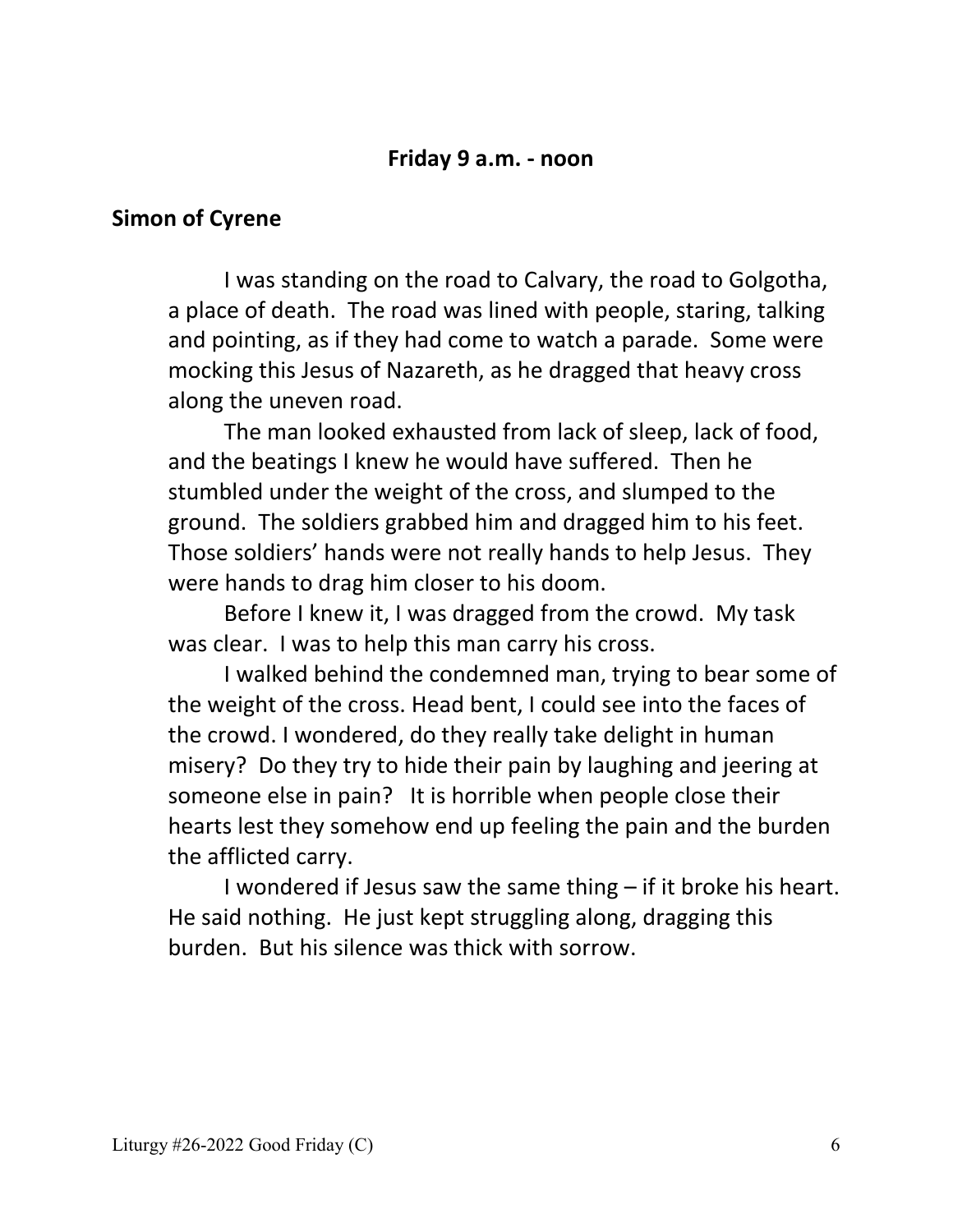**Friday 9 a.m. - noon**

**Simon of Cyrene**

I was standing on the road to Calvary, the road to Golgotha, a place of death. The road was lined with people, staring, talking and pointing, as if they had come to watch a parade. Some were mocking this Jesus of Nazareth, as he dragged that heavy cross along the uneven road.

The man looked exhausted from lack of sleep, lack of food, and the beatings I knew he would have suffered. Then he stumbled under the weight of the cross, and slumped to the ground. The soldiers grabbed him and dragged him to his feet. Those soldiers' hands were not really hands to help Jesus. They were hands to drag him closer to his doom.

Before I knew it, I was dragged from the crowd. My task was clear. I was to help this man carry his cross.

I walked behind the condemned man, trying to bear some of the weight of the cross. Head bent, I could see into the faces of the crowd. I wondered, do they really take delight in human misery? Do they try to hide their pain by laughing and jeering at someone else in pain? It is horrible when people close their hearts lest they somehow end up feeling the pain and the burden the afflicted carry.

I wondered if Jesus saw the same thing – if it broke his heart. He said nothing. He just kept struggling along, dragging this burden. But his silence was thick with sorrow.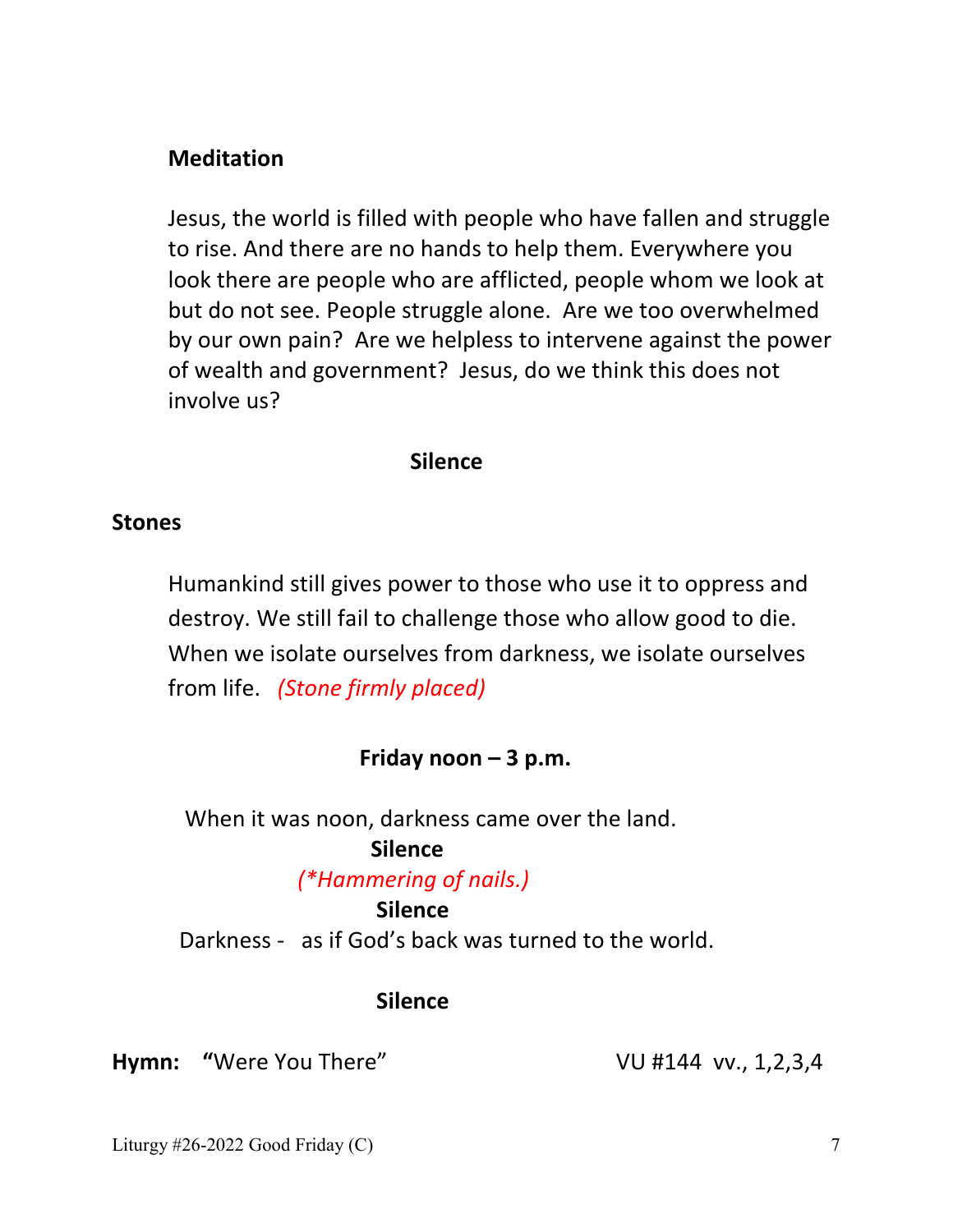**Meditation**

Jesus, the world is filled with people who have fallen and struggle to rise. And there are no hands to help them. Everywhere you look there are people who are afflicted, people whom we look at but do not see. People struggle alone. Are we too overwhelmed by our own pain? Are we helpless to intervene against the power of wealth and government? Jesus, do we think this does not involve us?

**Silence**

**Stones**

Humankind still gives power to those who use it to oppress and destroy. We still fail to challenge those who allow good to die. When we isolate ourselves from darkness, we isolate ourselves from life. *(Stone firmly placed)*

**Friday noon – 3 p.m.**

When it was noon, darkness came over the land.

**Silence**

*(\*Hammering of nails.)*

**Silence**

Darkness - as if God's back was turned to the world.

**Silence**

**Hymn:** **"**Were You There" VU #144 vv., 1,2,3,4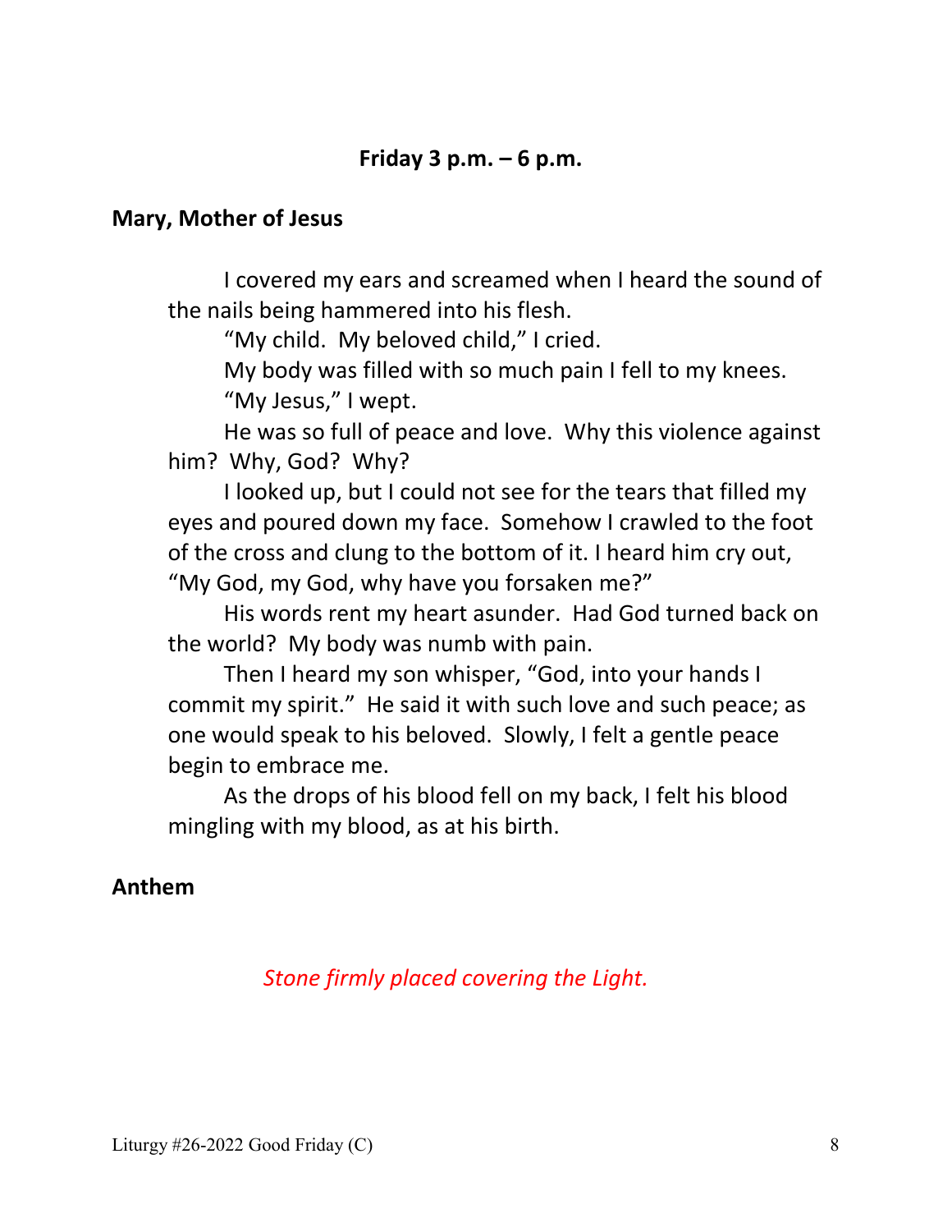**Friday 3 p.m. – 6 p.m.**

**Mary, Mother of Jesus**

I covered my ears and screamed when I heard the sound of the nails being hammered into his flesh.

"My child. My beloved child," I cried.

My body was filled with so much pain I fell to my knees.

"My Jesus," I wept.

He was so full of peace and love. Why this violence against him? Why, God? Why?

I looked up, but I could not see for the tears that filled my eyes and poured down my face. Somehow I crawled to the foot of the cross and clung to the bottom of it. I heard him cry out, "My God, my God, why have you forsaken me?"

His words rent my heart asunder. Had God turned back on the world? My body was numb with pain.

Then I heard my son whisper, "God, into your hands I commit my spirit." He said it with such love and such peace; as one would speak to his beloved. Slowly, I felt a gentle peace begin to embrace me.

As the drops of his blood fell on my back, I felt his blood mingling with my blood, as at his birth.

**Anthem**

*Stone firmly placed covering the Light.*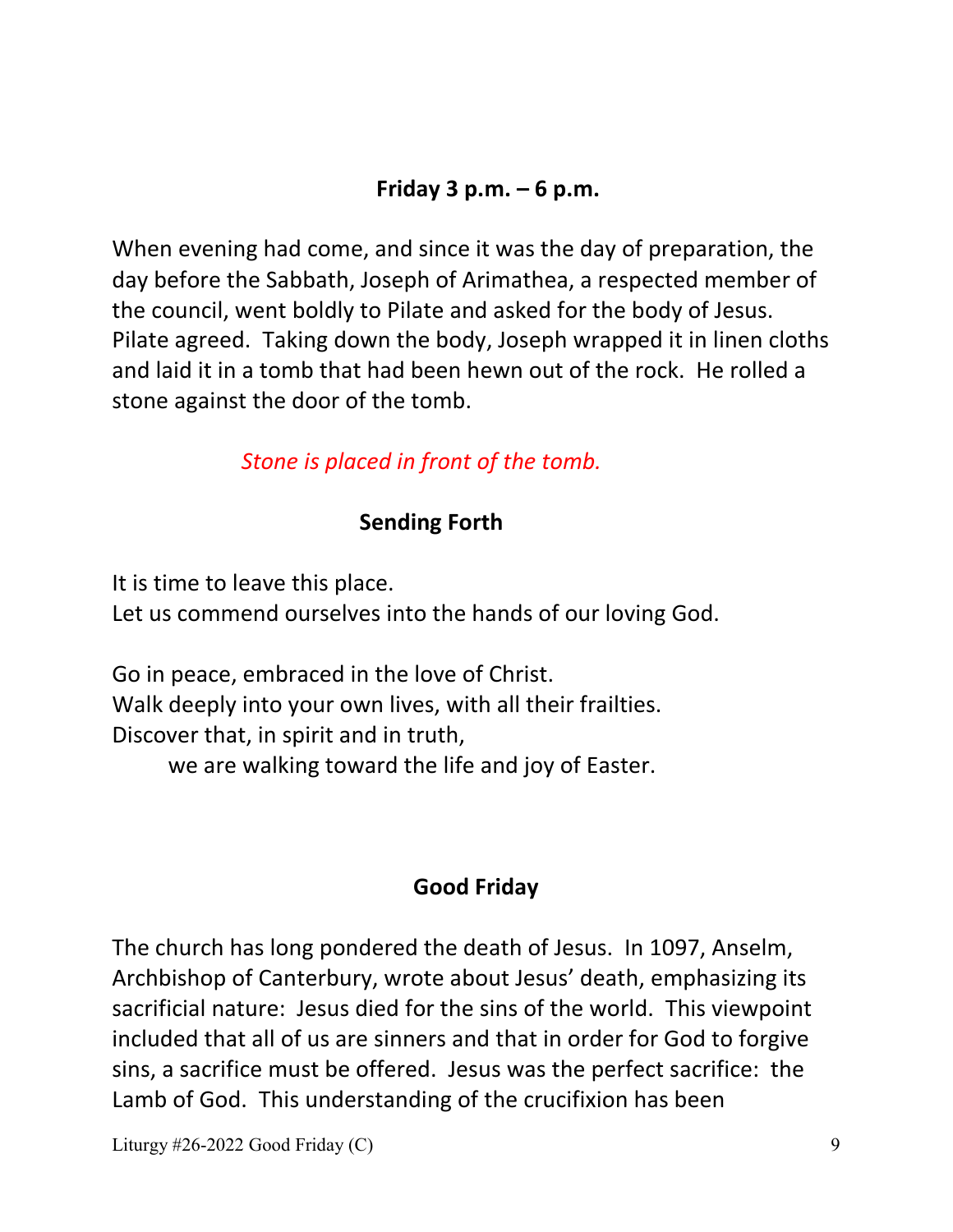**Friday 3 p.m. – 6 p.m.**

When evening had come, and since it was the day of preparation, the day before the Sabbath, Joseph of Arimathea, a respected member of the council, went boldly to Pilate and asked for the body of Jesus. Pilate agreed. Taking down the body, Joseph wrapped it in linen cloths and laid it in a tomb that had been hewn out of the rock. He rolled a stone against the door of the tomb.

*Stone is placed in front of the tomb.*

**Sending Forth**

It is time to leave this place.
Let us commend ourselves into the hands of our loving God.

Go in peace, embraced in the love of Christ.
Walk deeply into your own lives, with all their frailties.
Discover that, in spirit and in truth,
    we are walking toward the life and joy of Easter.

**Good Friday**

The church has long pondered the death of Jesus. In 1097, Anselm, Archbishop of Canterbury, wrote about Jesus' death, emphasizing its sacrificial nature: Jesus died for the sins of the world. This viewpoint included that all of us are sinners and that in order for God to forgive sins, a sacrifice must be offered. Jesus was the perfect sacrifice: the Lamb of God. This understanding of the crucifixion has been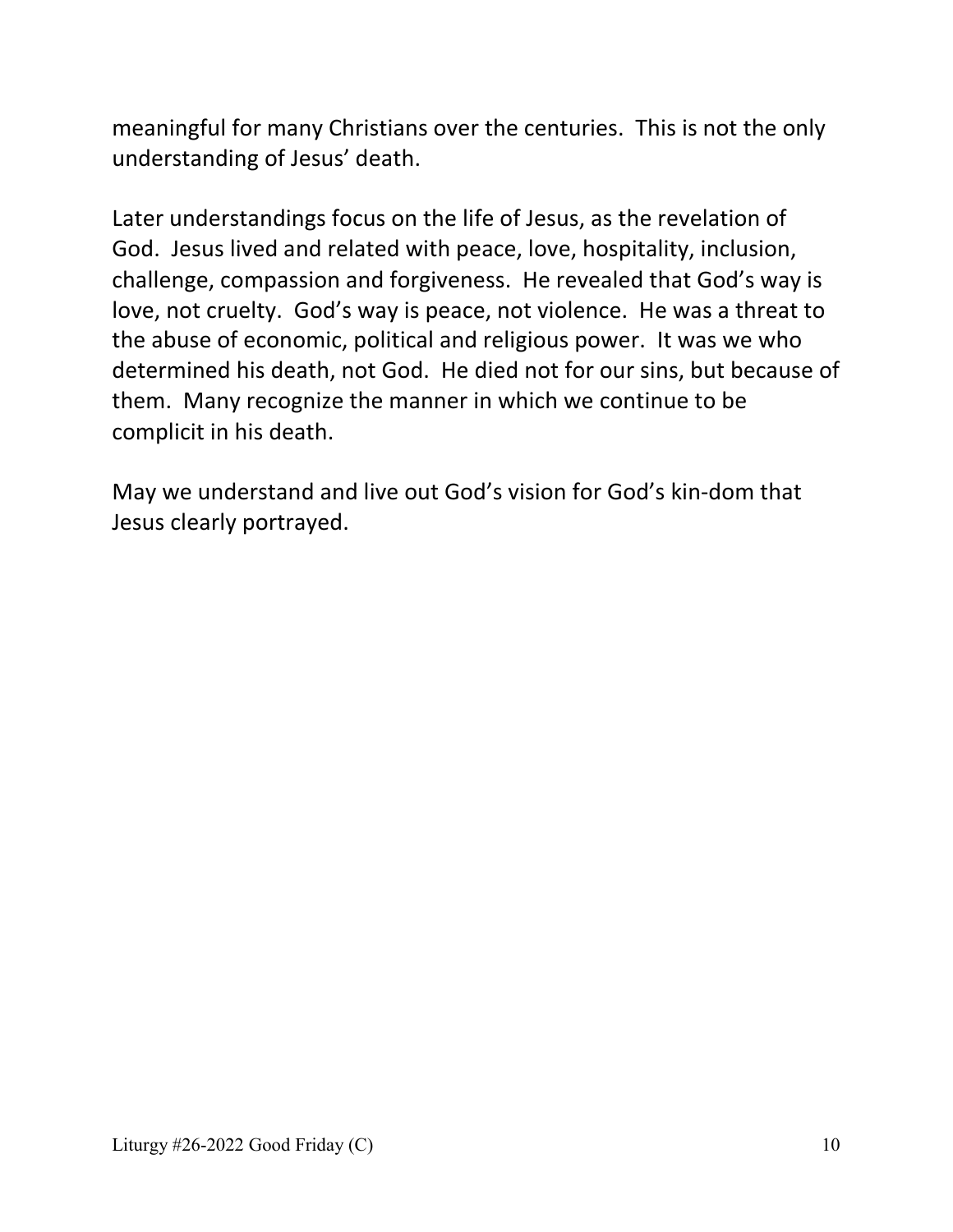meaningful for many Christians over the centuries. This is not the only understanding of Jesus' death.

Later understandings focus on the life of Jesus, as the revelation of God. Jesus lived and related with peace, love, hospitality, inclusion, challenge, compassion and forgiveness. He revealed that God's way is love, not cruelty. God's way is peace, not violence. He was a threat to the abuse of economic, political and religious power. It was we who determined his death, not God. He died not for our sins, but because of them. Many recognize the manner in which we continue to be complicit in his death.

May we understand and live out God's vision for God's kin-dom that Jesus clearly portrayed.